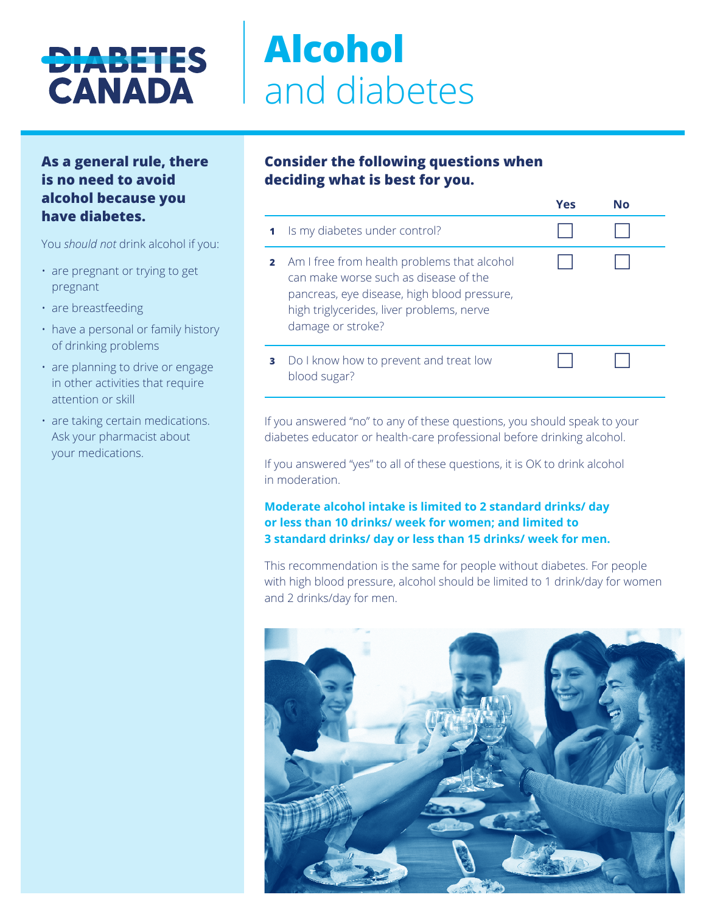DIABETES CANADA

# **Alcohol** and diabetes

**As a general rule, there is no need to avoid alcohol because you have diabetes.**

You *should not* drink alcohol if you:

- are pregnant or trying to get pregnant
- are breastfeeding
- have a personal or family history of drinking problems
- are planning to drive or engage in other activities that require attention or skill
- are taking certain medications. Ask your pharmacist about your medications.

## Consider the following questions when deciding what is best for you.

| | | Yes | No |
|---|---|---|---|
| **1** | Is my diabetes under control? | ☐ | ☐ |
| **2** | Am I free from health problems that alcohol can make worse such as disease of the pancreas, eye disease, high blood pressure, high triglycerides, liver problems, nerve damage or stroke? | ☐ | ☐ |
| **3** | Do I know how to prevent and treat low blood sugar? | ☐ | ☐ |

If you answered "no" to any of these questions, you should speak to your diabetes educator or health-care professional before drinking alcohol.

If you answered "yes" to all of these questions, it is OK to drink alcohol in moderation.

**Moderate alcohol intake is limited to 2 standard drinks/ day or less than 10 drinks/ week for women; and limited to 3 standard drinks/ day or less than 15 drinks/ week for men.**

This recommendation is the same for people without diabetes. For people with high blood pressure, alcohol should be limited to 1 drink/day for women and 2 drinks/day for men.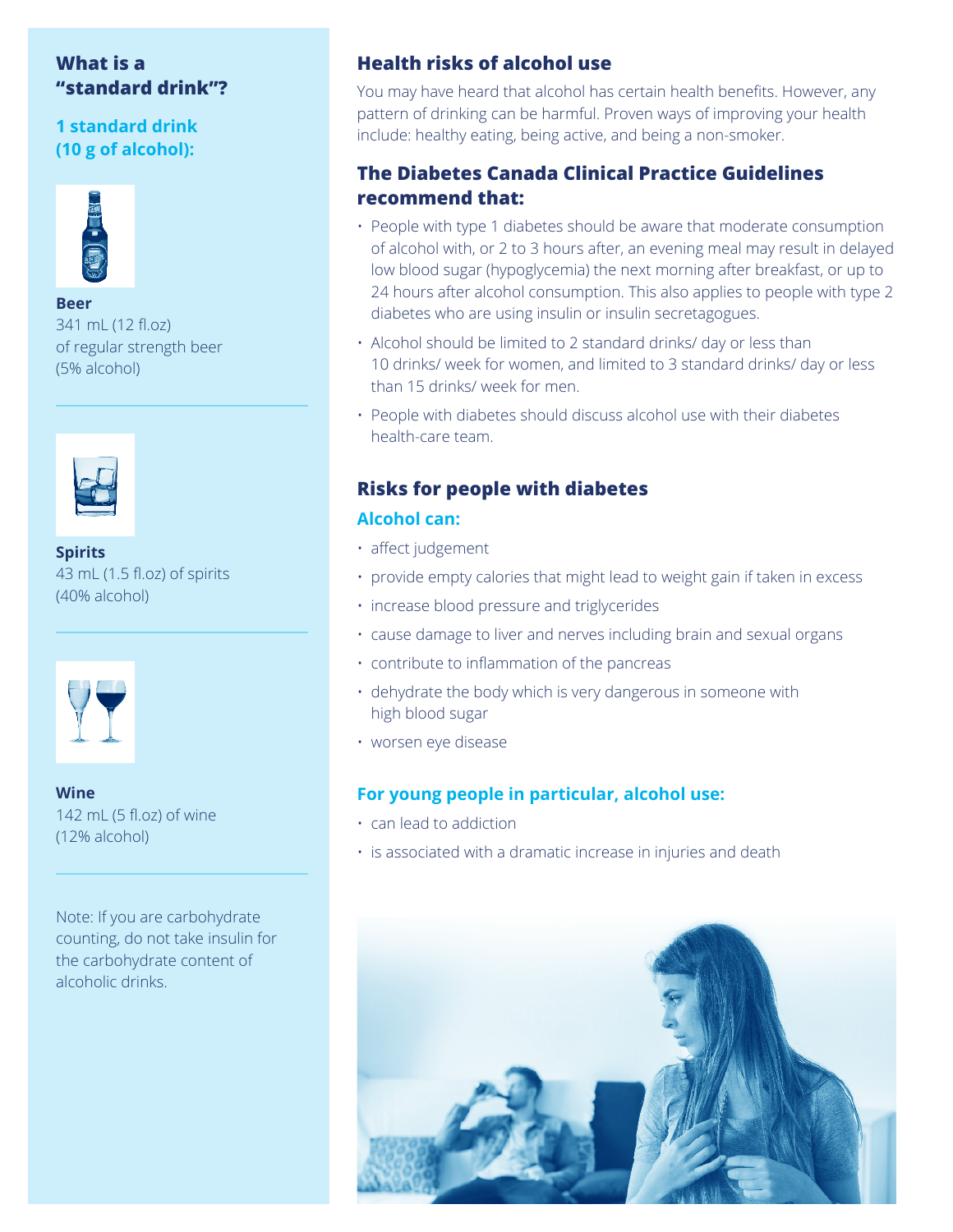## What is a "standard drink"?

### 1 standard drink (10 g of alcohol):

**Beer**
341 mL (12 fl.oz) of regular strength beer (5% alcohol)

**Spirits**
43 mL (1.5 fl.oz) of spirits (40% alcohol)

**Wine**
142 mL (5 fl.oz) of wine (12% alcohol)

Note: If you are carbohydrate counting, do not take insulin for the carbohydrate content of alcoholic drinks.

## Health risks of alcohol use

You may have heard that alcohol has certain health benefits. However, any pattern of drinking can be harmful. Proven ways of improving your health include: healthy eating, being active, and being a non-smoker.

## The Diabetes Canada Clinical Practice Guidelines recommend that:

- People with type 1 diabetes should be aware that moderate consumption of alcohol with, or 2 to 3 hours after, an evening meal may result in delayed low blood sugar (hypoglycemia) the next morning after breakfast, or up to 24 hours after alcohol consumption. This also applies to people with type 2 diabetes who are using insulin or insulin secretagogues.
- Alcohol should be limited to 2 standard drinks/ day or less than 10 drinks/ week for women, and limited to 3 standard drinks/ day or less than 15 drinks/ week for men.
- People with diabetes should discuss alcohol use with their diabetes health-care team.

## Risks for people with diabetes

### Alcohol can:

- affect judgement
- provide empty calories that might lead to weight gain if taken in excess
- increase blood pressure and triglycerides
- cause damage to liver and nerves including brain and sexual organs
- contribute to inflammation of the pancreas
- dehydrate the body which is very dangerous in someone with high blood sugar
- worsen eye disease

### For young people in particular, alcohol use:

- can lead to addiction
- is associated with a dramatic increase in injuries and death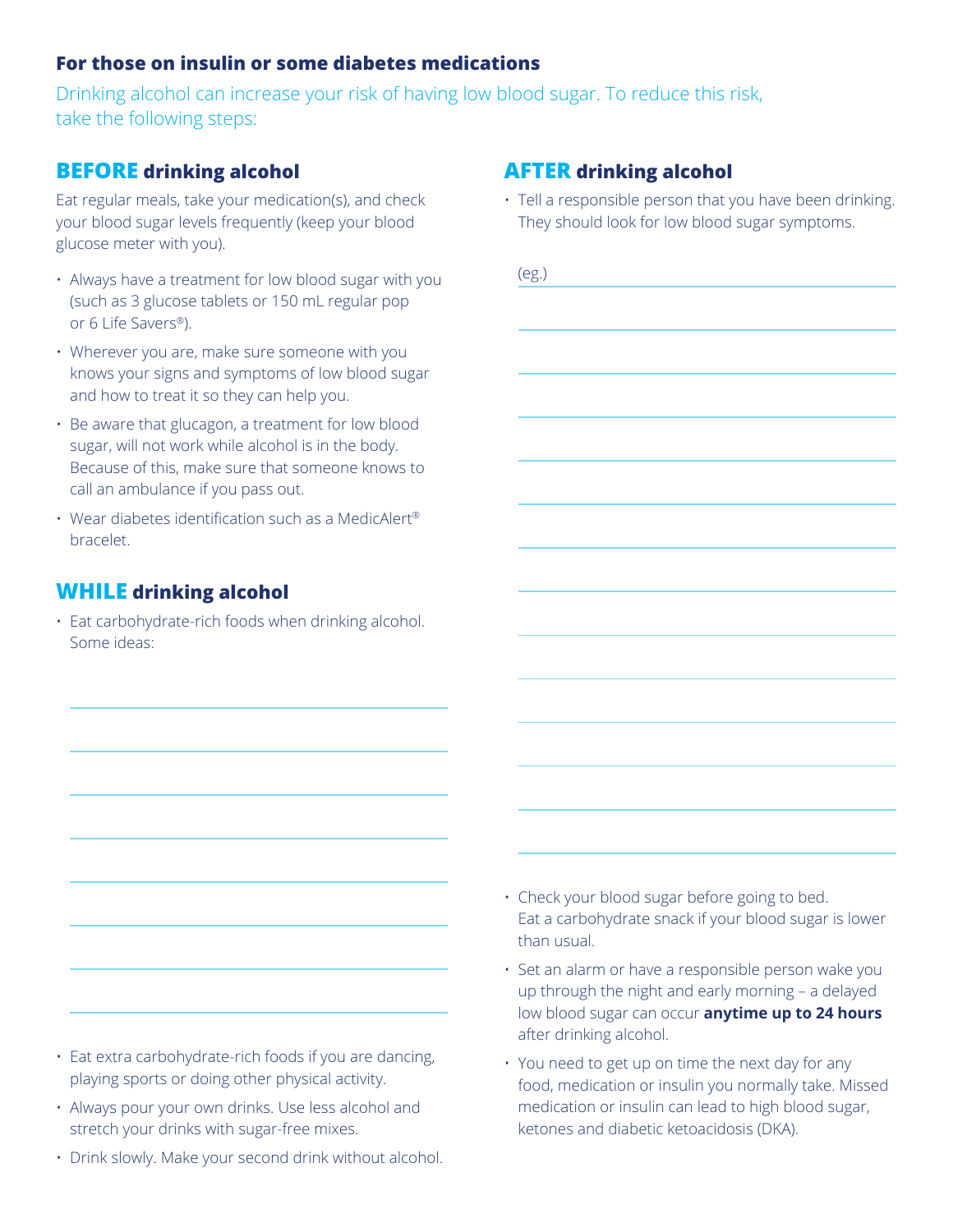### For those on insulin or some diabetes medications

Drinking alcohol can increase your risk of having low blood sugar. To reduce this risk, take the following steps:

## BEFORE drinking alcohol

Eat regular meals, take your medication(s), and check your blood sugar levels frequently (keep your blood glucose meter with you).

- Always have a treatment for low blood sugar with you (such as 3 glucose tablets or 150 mL regular pop or 6 Life Savers®).
- Wherever you are, make sure someone with you knows your signs and symptoms of low blood sugar and how to treat it so they can help you.
- Be aware that glucagon, a treatment for low blood sugar, will not work while alcohol is in the body. Because of this, make sure that someone knows to call an ambulance if you pass out.
- Wear diabetes identification such as a MedicAlert® bracelet.

## WHILE drinking alcohol

- Eat carbohydrate-rich foods when drinking alcohol. Some ideas:

  ______________________________
  ______________________________
  ______________________________
  ______________________________
  ______________________________
  ______________________________
  ______________________________
  ______________________________

- Eat extra carbohydrate-rich foods if you are dancing, playing sports or doing other physical activity.
- Always pour your own drinks. Use less alcohol and stretch your drinks with sugar-free mixes.
- Drink slowly. Make your second drink without alcohol.

## AFTER drinking alcohol

- Tell a responsible person that you have been drinking. They should look for low blood sugar symptoms.

  (eg.) ______________________________
  ______________________________
  ______________________________
  ______________________________
  ______________________________
  ______________________________
  ______________________________
  ______________________________
  ______________________________
  ______________________________
  ______________________________
  ______________________________
  ______________________________
  ______________________________

- Check your blood sugar before going to bed. Eat a carbohydrate snack if your blood sugar is lower than usual.
- Set an alarm or have a responsible person wake you up through the night and early morning – a delayed low blood sugar can occur **anytime up to 24 hours** after drinking alcohol.
- You need to get up on time the next day for any food, medication or insulin you normally take. Missed medication or insulin can lead to high blood sugar, ketones and diabetic ketoacidosis (DKA).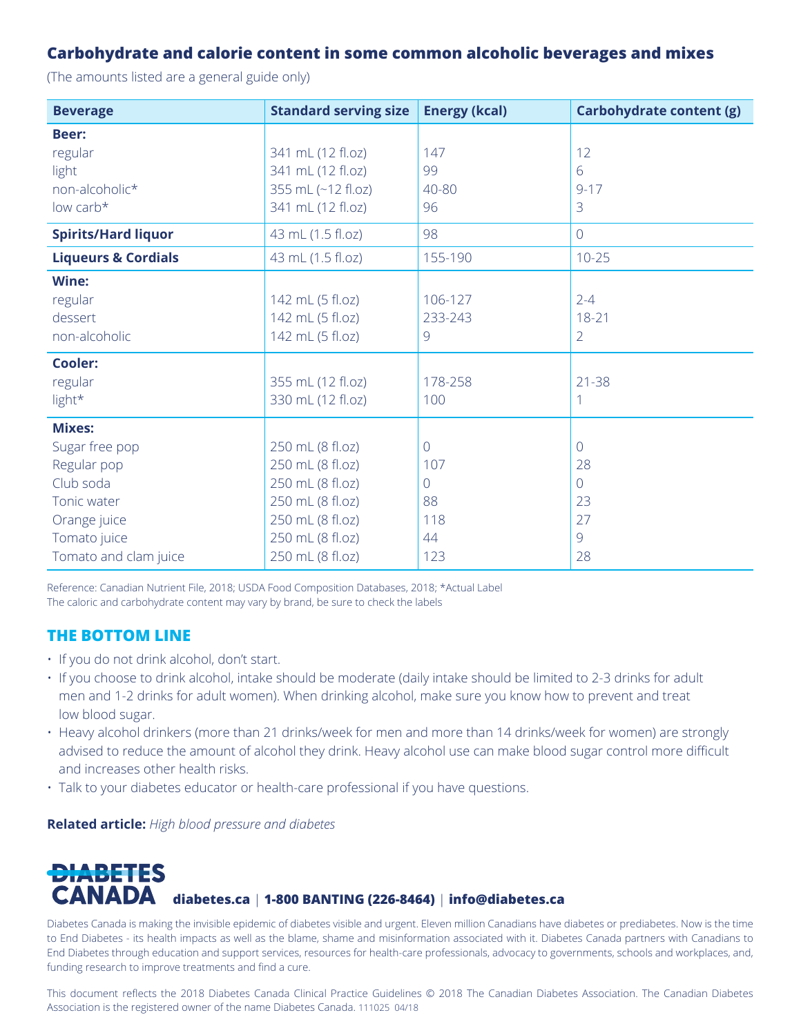## Carbohydrate and calorie content in some common alcoholic beverages and mixes

(The amounts listed are a general guide only)

| Beverage | Standard serving size | Energy (kcal) | Carbohydrate content (g) |
|---|---|---|---|
| **Beer:** | | | |
| regular | 341 mL (12 fl.oz) | 147 | 12 |
| light | 341 mL (12 fl.oz) | 99 | 6 |
| non-alcoholic* | 355 mL (~12 fl.oz) | 40-80 | 9-17 |
| low carb* | 341 mL (12 fl.oz) | 96 | 3 |
| **Spirits/Hard liquor** | 43 mL (1.5 fl.oz) | 98 | 0 |
| **Liqueurs & Cordials** | 43 mL (1.5 fl.oz) | 155-190 | 10-25 |
| **Wine:** | | | |
| regular | 142 mL (5 fl.oz) | 106-127 | 2-4 |
| dessert | 142 mL (5 fl.oz) | 233-243 | 18-21 |
| non-alcoholic | 142 mL (5 fl.oz) | 9 | 2 |
| **Cooler:** | | | |
| regular | 355 mL (12 fl.oz) | 178-258 | 21-38 |
| light* | 330 mL (12 fl.oz) | 100 | 1 |
| **Mixes:** | | | |
| Sugar free pop | 250 mL (8 fl.oz) | 0 | 0 |
| Regular pop | 250 mL (8 fl.oz) | 107 | 28 |
| Club soda | 250 mL (8 fl.oz) | 0 | 0 |
| Tonic water | 250 mL (8 fl.oz) | 88 | 23 |
| Orange juice | 250 mL (8 fl.oz) | 118 | 27 |
| Tomato juice | 250 mL (8 fl.oz) | 44 | 9 |
| Tomato and clam juice | 250 mL (8 fl.oz) | 123 | 28 |

Reference: Canadian Nutrient File, 2018; USDA Food Composition Databases, 2018; *Actual Label
The caloric and carbohydrate content may vary by brand, be sure to check the labels

## THE BOTTOM LINE

- If you do not drink alcohol, don't start.
- If you choose to drink alcohol, intake should be moderate (daily intake should be limited to 2-3 drinks for adult men and 1-2 drinks for adult women). When drinking alcohol, make sure you know how to prevent and treat low blood sugar.
- Heavy alcohol drinkers (more than 21 drinks/week for men and more than 14 drinks/week for women) are strongly advised to reduce the amount of alcohol they drink. Heavy alcohol use can make blood sugar control more difficult and increases other health risks.
- Talk to your diabetes educator or health-care professional if you have questions.

**Related article:** *High blood pressure and diabetes*

DIABETES CANADA **diabetes.ca** | **1-800 BANTING (226-8464)** | **info@diabetes.ca**

Diabetes Canada is making the invisible epidemic of diabetes visible and urgent. Eleven million Canadians have diabetes or prediabetes. Now is the time to End Diabetes - its health impacts as well as the blame, shame and misinformation associated with it. Diabetes Canada partners with Canadians to End Diabetes through education and support services, resources for health-care professionals, advocacy to governments, schools and workplaces, and, funding research to improve treatments and find a cure.

This document reflects the 2018 Diabetes Canada Clinical Practice Guidelines © 2018 The Canadian Diabetes Association. The Canadian Diabetes Association is the registered owner of the name Diabetes Canada. 111025 04/18